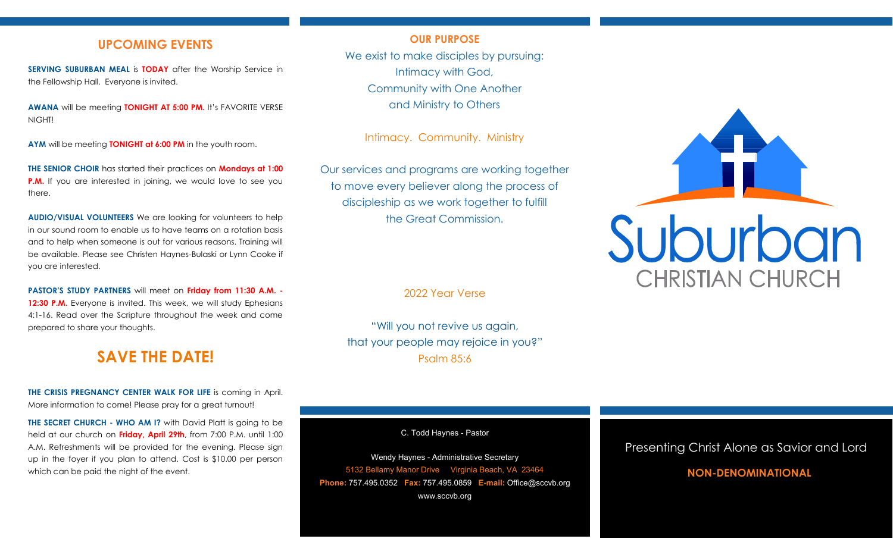## UPCOMING EVENTS

**SERVING SUBURBAN MEAL** is **TODAY** after the Worship Service in the Fellowship Hall. Everyone is invited.

**AWANA** will be meeting **TONIGHT AT 5:00 PM.** It's FAVORITE VERSE NIGHT!

**AYM** will be meeting **TONIGHT at 6:00 PM** in the youth room.

**THE SENIOR CHOIR** has started their practices on **Mondays at 1:00 P.M.** If you are interested in joining, we would love to see you there.

**AUDIO/VISUAL VOLUNTEERS** We are looking for volunteers to help in our sound room to enable us to have teams on a rotation basis and to help when someone is out for various reasons. Training will be available. Please see Christen Haynes-Bulaski or Lynn Cooke if you are interested.

**PASTOR'S STUDY PARTNERS** will meet on **Friday from 11:30 A.M. - 12:30 P.M.** Everyone is invited. This week, we will study Ephesians 4:1-16. Read over the Scripture throughout the week and come prepared to share your thoughts.

## SAVE THE DATE!

**THE CRISIS PREGNANCY CENTER WALK FOR LIFE** is coming in April. More information to come! Please pray for a great turnout!

**THE SECRET CHURCH - WHO AM I?** with David Platt is going to be held at our church on **Friday, April 29th**, from 7:00 P.M. until 1:00 A.M. Refreshments will be provided for the evening. Please sign up in the foyer if you plan to attend. Cost is $10.00 per person which can be paid the night of the event.

## OUR PURPOSE

We exist to make disciples by pursuing:
Intimacy with God,
Community with One Another
and Ministry to Others

Intimacy. Community. Ministry

Our services and programs are working together to move every believer along the process of discipleship as we work together to fulfill the Great Commission.

2022 Year Verse

"Will you not revive us again,
that your people may rejoice in you?"
Psalm 85:6

C. Todd Haynes - Pastor

Wendy Haynes - Administrative Secretary
5132 Bellamy Manor Drive Virginia Beach, VA 23464
**Phone:** 757.495.0352 **Fax:** 757.495.0859 **E-mail:** Office@sccvb.org
www.sccvb.org

# Suburban
## CHRISTIAN CHURCH

Presenting Christ Alone as Savior and Lord

**NON-DENOMINATIONAL**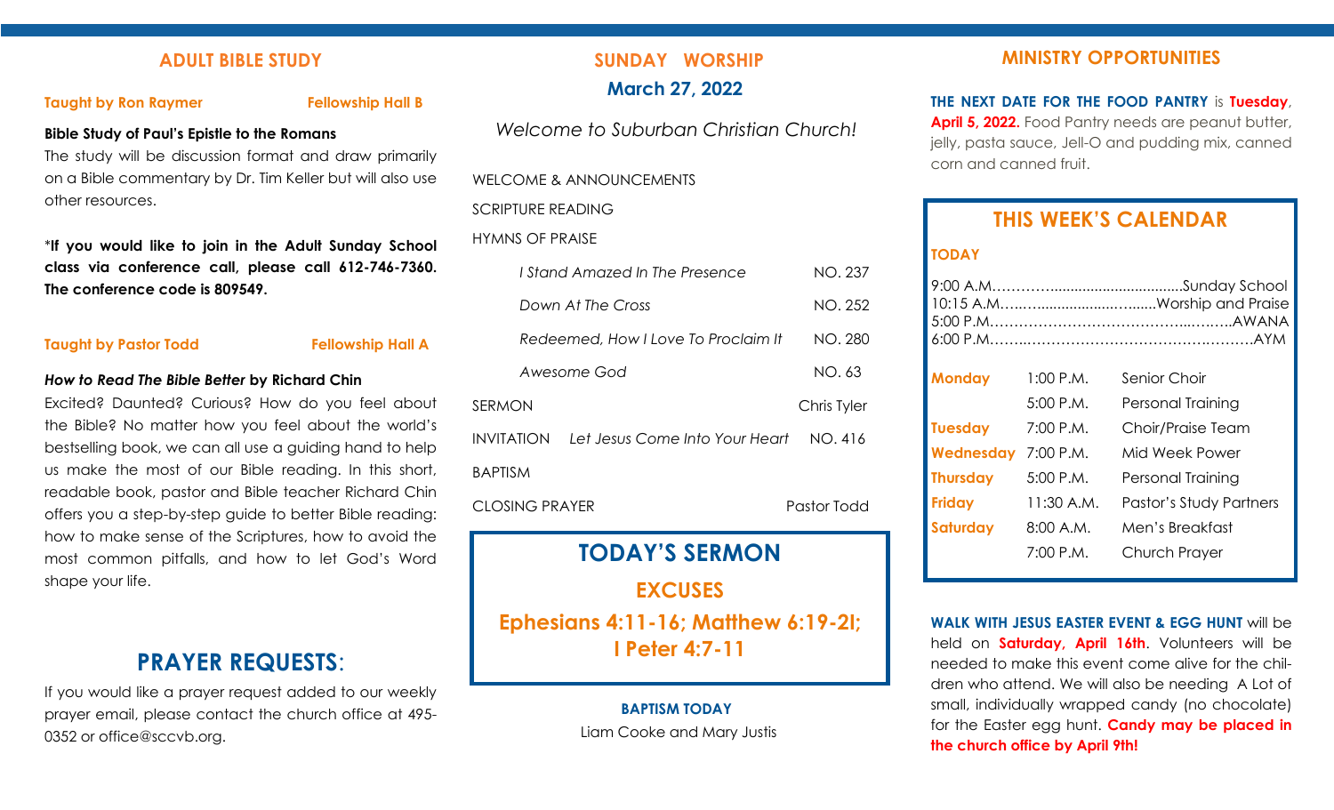## ADULT BIBLE STUDY

**Taught by Ron Raymer** **Fellowship Hall B**

**Bible Study of Paul's Epistle to the Romans**

The study will be discussion format and draw primarily on a Bible commentary by Dr. Tim Keller but will also use other resources.

\***If you would like to join in the Adult Sunday School class via conference call, please call 612-746-7360. The conference code is 809549.**

**Taught by Pastor Todd** **Fellowship Hall A**

***How to Read The Bible Better* by Richard Chin**

Excited? Daunted? Curious? How do you feel about the Bible? No matter how you feel about the world's bestselling book, we can all use a guiding hand to help us make the most of our Bible reading. In this short, readable book, pastor and Bible teacher Richard Chin offers you a step-by-step guide to better Bible reading: how to make sense of the Scriptures, how to avoid the most common pitfalls, and how to let God's Word shape your life.

## PRAYER REQUESTS:

If you would like a prayer request added to our weekly prayer email, please contact the church office at 495-0352 or office@sccvb.org.

## SUNDAY WORSHIP

### March 27, 2022

*Welcome to Suburban Christian Church!*

WELCOME & ANNOUNCEMENTS

SCRIPTURE READING

HYMNS OF PRAISE

| | |
|---|---|
| *I Stand Amazed In The Presence* | NO. 237 |
| *Down At The Cross* | NO. 252 |
| *Redeemed, How I Love To Proclaim It* | NO. 280 |
| *Awesome God* | NO. 63 |

SERMON — Chris Tyler

INVITATION *Let Jesus Come Into Your Heart* NO. 416

BAPTISM

CLOSING PRAYER — Pastor Todd

## TODAY'S SERMON

### EXCUSES

**Ephesians 4:11-16; Matthew 6:19-2l; I Peter 4:7-11**

**BAPTISM TODAY**

Liam Cooke and Mary Justis

## MINISTRY OPPORTUNITIES

**THE NEXT DATE FOR THE FOOD PANTRY** is **Tuesday, April 5, 2022.** Food Pantry needs are peanut butter, jelly, pasta sauce, Jell-O and pudding mix, canned corn and canned fruit.

## THIS WEEK'S CALENDAR

**TODAY**

9:00 A.M.…………................................Sunday School
10:15 A.M.…..…..................…......Worship and Praise
5:00 P.M.………………………………...……..AWANA
6:00 P.M.……...……………………………….……….AYM

| | | |
|---|---|---|
| **Monday** | 1:00 P.M. | Senior Choir |
| | 5:00 P.M. | Personal Training |
| **Tuesday** | 7:00 P.M. | Choir/Praise Team |
| **Wednesday** | 7:00 P.M. | Mid Week Power |
| **Thursday** | 5:00 P.M. | Personal Training |
| **Friday** | 11:30 A.M. | Pastor's Study Partners |
| **Saturday** | 8:00 A.M. | Men's Breakfast |
| | 7:00 P.M. | Church Prayer |

**WALK WITH JESUS EASTER EVENT & EGG HUNT** will be held on **Saturday, April 16th**. Volunteers will be needed to make this event come alive for the children who attend. We will also be needing A Lot of small, individually wrapped candy (no chocolate) for the Easter egg hunt. **Candy may be placed in the church office by April 9th!**